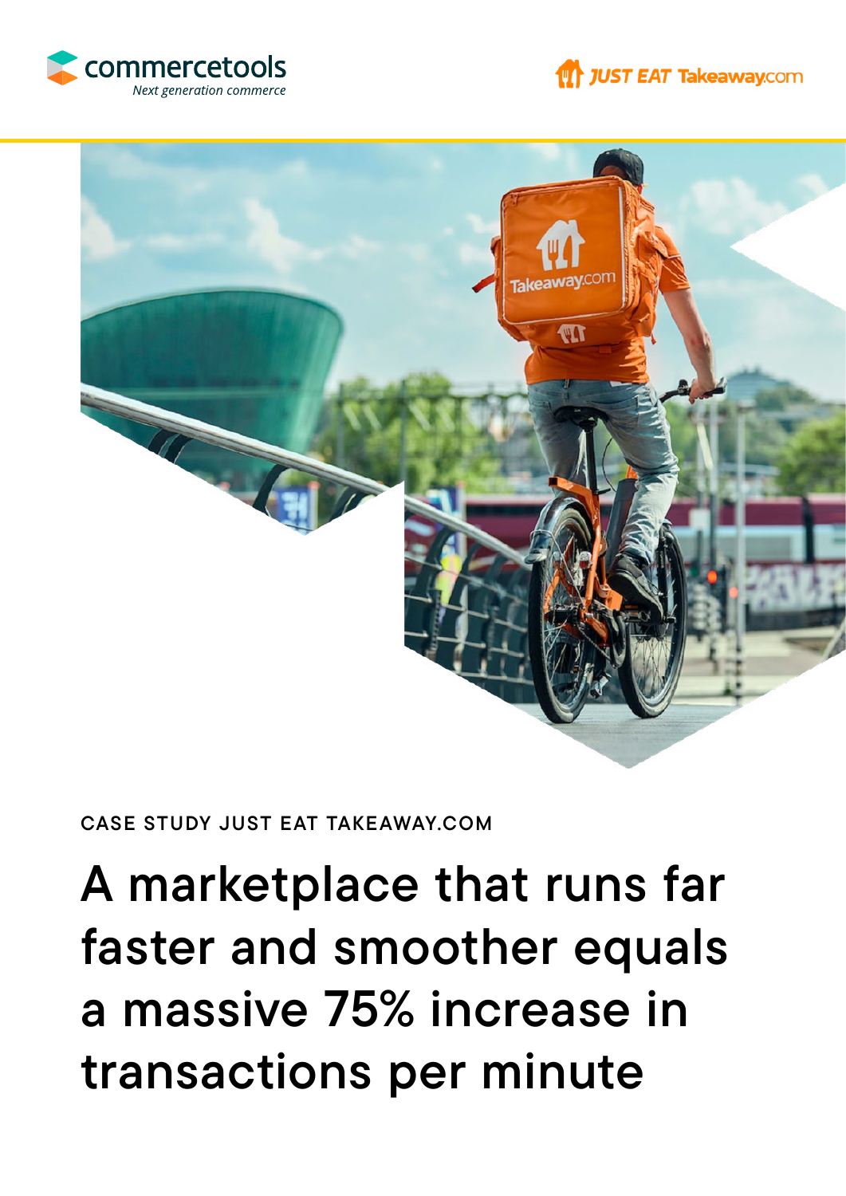commercetools
*Next generation commerce*

JUST EAT Takeaway.com

CASE STUDY JUST EAT TAKEAWAY.COM

# A marketplace that runs far faster and smoother equals a massive 75% increase in transactions per minute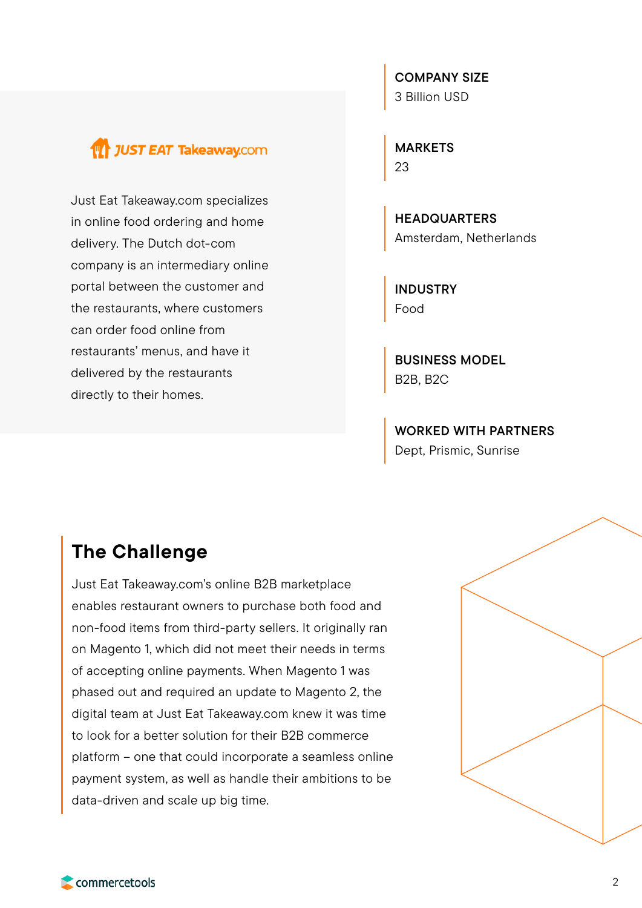JUST EAT Takeaway.com

Just Eat Takeaway.com specializes in online food ordering and home delivery. The Dutch dot-com company is an intermediary online portal between the customer and the restaurants, where customers can order food online from restaurants' menus, and have it delivered by the restaurants directly to their homes.

**COMPANY SIZE**
3 Billion USD

**MARKETS**
23

**HEADQUARTERS**
Amsterdam, Netherlands

**INDUSTRY**
Food

**BUSINESS MODEL**
B2B, B2C

**WORKED WITH PARTNERS**
Dept, Prismic, Sunrise

## The Challenge

Just Eat Takeaway.com's online B2B marketplace enables restaurant owners to purchase both food and non-food items from third-party sellers. It originally ran on Magento 1, which did not meet their needs in terms of accepting online payments. When Magento 1 was phased out and required an update to Magento 2, the digital team at Just Eat Takeaway.com knew it was time to look for a better solution for their B2B commerce platform – one that could incorporate a seamless online payment system, as well as handle their ambitions to be data-driven and scale up big time.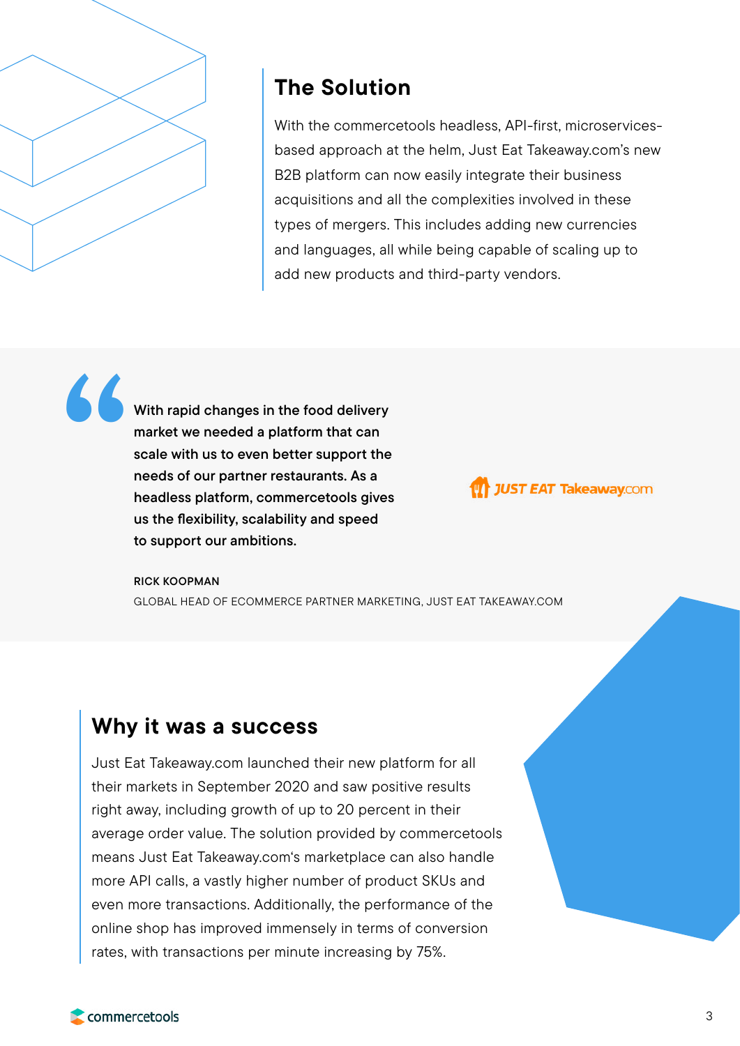## The Solution

With the commercetools headless, API-first, microservices-based approach at the helm, Just Eat Takeaway.com's new B2B platform can now easily integrate their business acquisitions and all the complexities involved in these types of mergers. This includes adding new currencies and languages, all while being capable of scaling up to add new products and third-party vendors.

> **With rapid changes in the food delivery market we needed a platform that can scale with us to even better support the needs of our partner restaurants. As a headless platform, commercetools gives us the flexibility, scalability and speed to support our ambitions.**

**RICK KOOPMAN**
GLOBAL HEAD OF ECOMMERCE PARTNER MARKETING, JUST EAT TAKEAWAY.COM

JUST EAT Takeaway.com

## Why it was a success

Just Eat Takeaway.com launched their new platform for all their markets in September 2020 and saw positive results right away, including growth of up to 20 percent in their average order value. The solution provided by commercetools means Just Eat Takeaway.com's marketplace can also handle more API calls, a vastly higher number of product SKUs and even more transactions. Additionally, the performance of the online shop has improved immensely in terms of conversion rates, with transactions per minute increasing by 75%.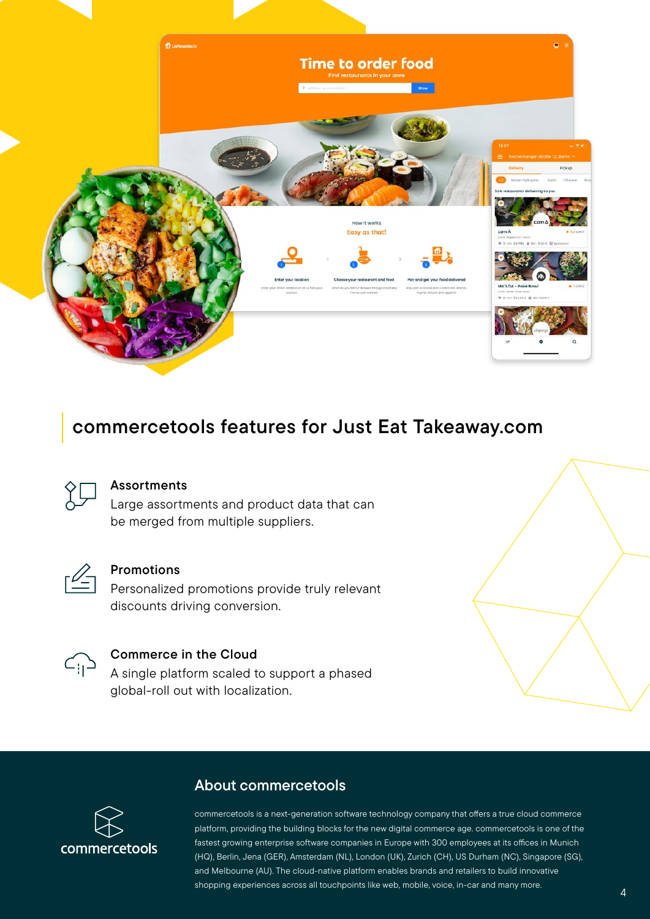## commercetools features for Just Eat Takeaway.com

### Assortments
Large assortments and product data that can be merged from multiple suppliers.

### Promotions
Personalized promotions provide truly relevant discounts driving conversion.

### Commerce in the Cloud
A single platform scaled to support a phased global-roll out with localization.

commercetools

## About commercetools

commercetools is a next-generation software technology company that offers a true cloud commerce platform, providing the building blocks for the new digital commerce age. commercetools is one of the fastest growing enterprise software companies in Europe with 300 employees at its offices in Munich (HQ), Berlin, Jena (GER), Amsterdam (NL), London (UK), Zurich (CH), US Durham (NC), Singapore (SG), and Melbourne (AU). The cloud-native platform enables brands and retailers to build innovative shopping experiences across all touchpoints like web, mobile, voice, in-car and many more.